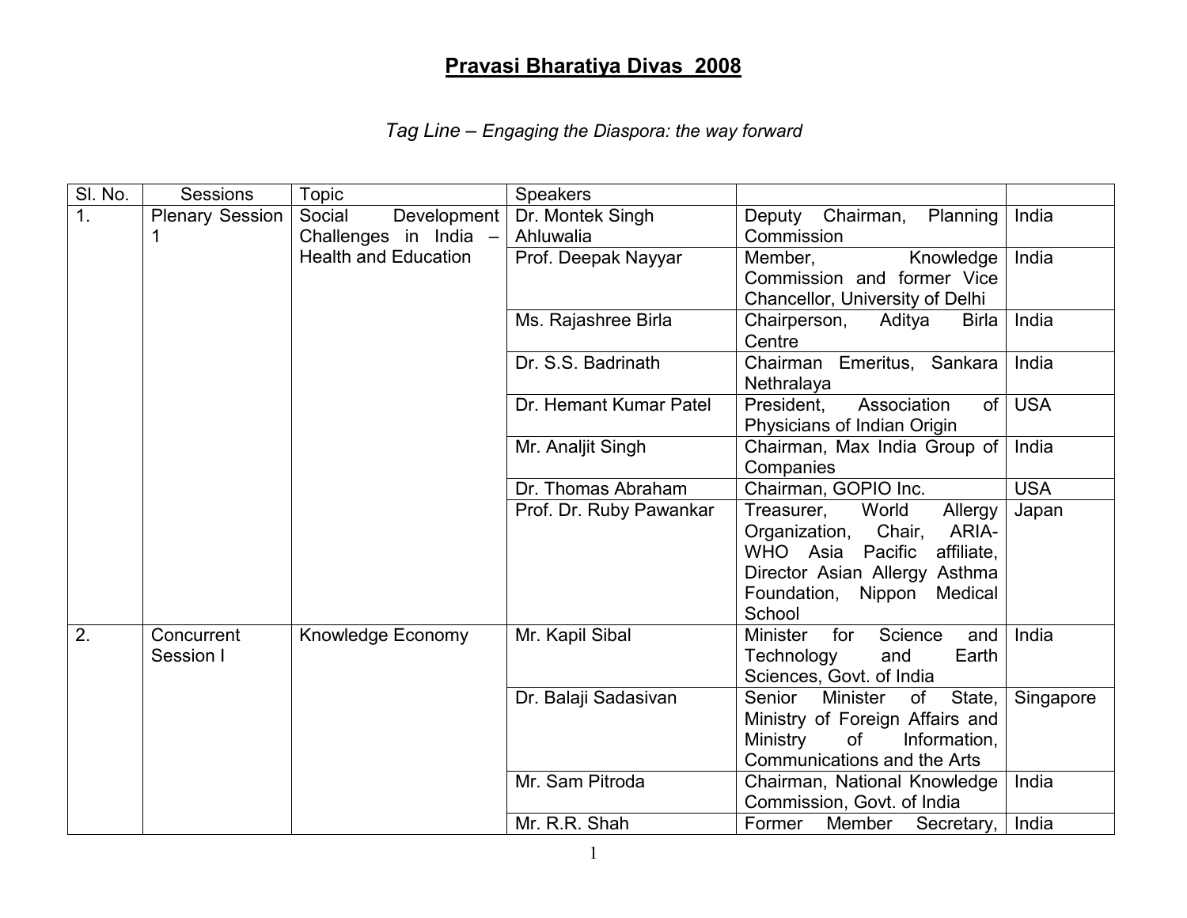# Pravasi Bharatiya Divas 2008

*Tag Line – Engaging the Diaspora: the way forward*

| Sl. No. | Sessions | Topic | Speakers | | |
|---|---|---|---|---|---|
| 1. | Plenary Session 1 | Social Development Challenges in India – Health and Education | Dr. Montek Singh Ahluwalia | Deputy Chairman, Planning Commission | India |
| | | | Prof. Deepak Nayyar | Member, Knowledge Commission and former Vice Chancellor, University of Delhi | India |
| | | | Ms. Rajashree Birla | Chairperson, Aditya Birla Centre | India |
| | | | Dr. S.S. Badrinath | Chairman Emeritus, Sankara Nethralaya | India |
| | | | Dr. Hemant Kumar Patel | President, Association of Physicians of Indian Origin | USA |
| | | | Mr. Analjit Singh | Chairman, Max India Group of Companies | India |
| | | | Dr. Thomas Abraham | Chairman, GOPIO Inc. | USA |
| | | | Prof. Dr. Ruby Pawankar | Treasurer, World Allergy Organization, Chair, ARIA-WHO Asia Pacific affiliate, Director Asian Allergy Asthma Foundation, Nippon Medical School | Japan |
| 2. | Concurrent Session I | Knowledge Economy | Mr. Kapil Sibal | Minister for Science and Technology and Earth Sciences, Govt. of India | India |
| | | | Dr. Balaji Sadasivan | Senior Minister of State, Ministry of Foreign Affairs and Ministry of Information, Communications and the Arts | Singapore |
| | | | Mr. Sam Pitroda | Chairman, National Knowledge Commission, Govt. of India | India |
| | | | Mr. R.R. Shah | Former Member Secretary, | India |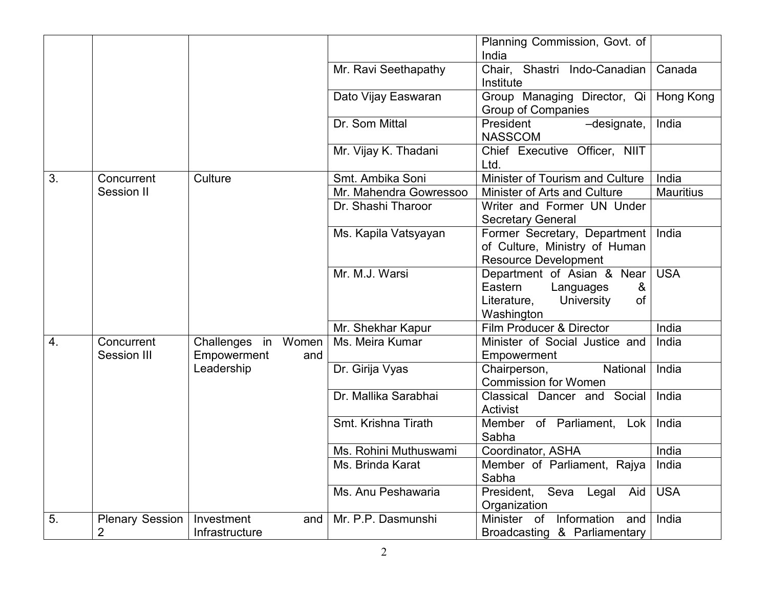| | | | | | |
|---|---|---|---|---|---|
| | | | | Planning Commission, Govt. of India | |
| | | | Mr. Ravi Seethapathy | Chair, Shastri Indo-Canadian Institute | Canada |
| | | | Dato Vijay Easwaran | Group Managing Director, Qi Group of Companies | Hong Kong |
| | | | Dr. Som Mittal | President –designate, NASSCOM | India |
| | | | Mr. Vijay K. Thadani | Chief Executive Officer, NIIT Ltd. | |
| 3. | Concurrent Session II | Culture | Smt. Ambika Soni | Minister of Tourism and Culture | India |
| | | | Mr. Mahendra Gowressoo | Minister of Arts and Culture | Mauritius |
| | | | Dr. Shashi Tharoor | Writer and Former UN Under Secretary General | |
| | | | Ms. Kapila Vatsyayan | Former Secretary, Department of Culture, Ministry of Human Resource Development | India |
| | | | Mr. M.J. Warsi | Department of Asian & Near Eastern Languages & Literature, University of Washington | USA |
| | | | Mr. Shekhar Kapur | Film Producer & Director | India |
| 4. | Concurrent Session III | Challenges in Women Empowerment and Leadership | Ms. Meira Kumar | Minister of Social Justice and Empowerment | India |
| | | | Dr. Girija Vyas | Chairperson, National Commission for Women | India |
| | | | Dr. Mallika Sarabhai | Classical Dancer and Social Activist | India |
| | | | Smt. Krishna Tirath | Member of Parliament, Lok Sabha | India |
| | | | Ms. Rohini Muthuswami | Coordinator, ASHA | India |
| | | | Ms. Brinda Karat | Member of Parliament, Rajya Sabha | India |
| | | | Ms. Anu Peshawaria | President, Seva Legal Aid Organization | USA |
| 5. | Plenary Session 2 | Investment and Infrastructure | Mr. P.P. Dasmunshi | Minister of Information and Broadcasting & Parliamentary | India |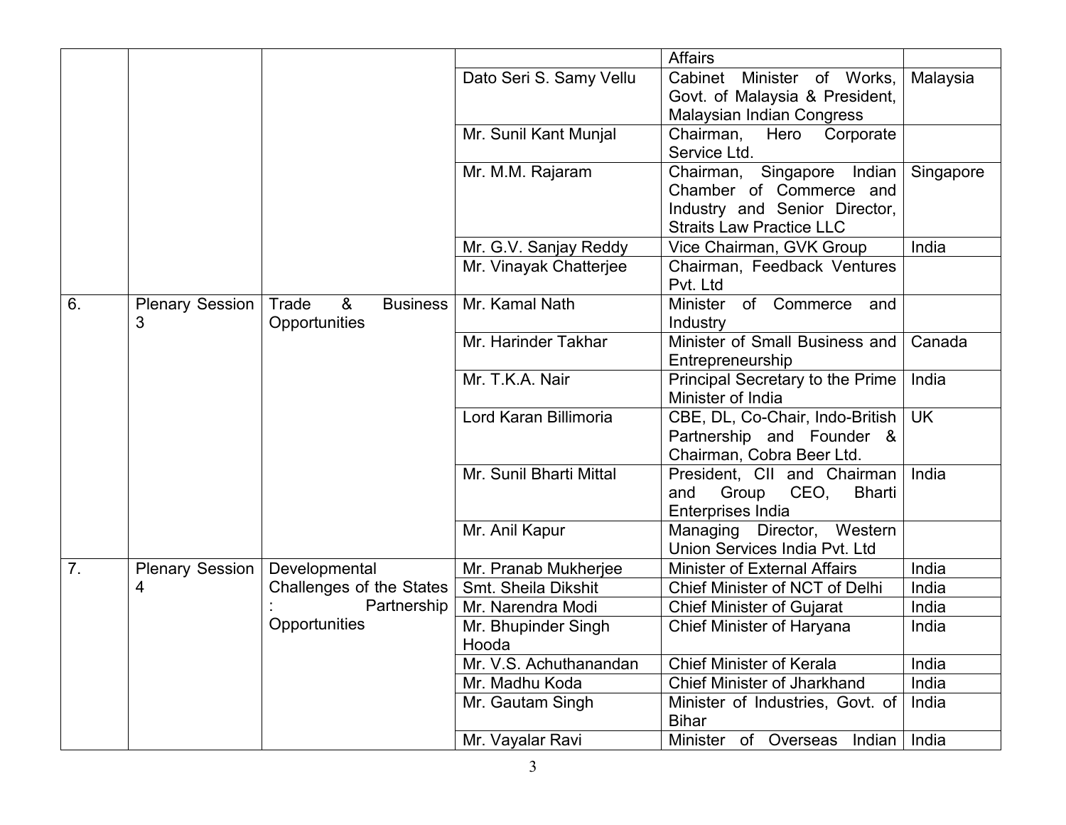| | | | | Affairs | |
|---|---|---|---|---|---|
| | | | Dato Seri S. Samy Vellu | Cabinet Minister of Works, Govt. of Malaysia & President, Malaysian Indian Congress | Malaysia |
| | | | Mr. Sunil Kant Munjal | Chairman, Hero Corporate Service Ltd. | |
| | | | Mr. M.M. Rajaram | Chairman, Singapore Indian Chamber of Commerce and Industry and Senior Director, Straits Law Practice LLC | Singapore |
| | | | Mr. G.V. Sanjay Reddy | Vice Chairman, GVK Group | India |
| | | | Mr. Vinayak Chatterjee | Chairman, Feedback Ventures Pvt. Ltd | |
| 6. | Plenary Session 3 | Trade & Business Opportunities | Mr. Kamal Nath | Minister of Commerce and Industry | |
| | | | Mr. Harinder Takhar | Minister of Small Business and Entrepreneurship | Canada |
| | | | Mr. T.K.A. Nair | Principal Secretary to the Prime Minister of India | India |
| | | | Lord Karan Billimoria | CBE, DL, Co-Chair, Indo-British Partnership and Founder & Chairman, Cobra Beer Ltd. | UK |
| | | | Mr. Sunil Bharti Mittal | President, CII and Chairman and Group CEO, Bharti Enterprises India | India |
| | | | Mr. Anil Kapur | Managing Director, Western Union Services India Pvt. Ltd | |
| 7. | Plenary Session 4 | Developmental Challenges of the States : Partnership Opportunities | Mr. Pranab Mukherjee | Minister of External Affairs | India |
| | | | Smt. Sheila Dikshit | Chief Minister of NCT of Delhi | India |
| | | | Mr. Narendra Modi | Chief Minister of Gujarat | India |
| | | | Mr. Bhupinder Singh Hooda | Chief Minister of Haryana | India |
| | | | Mr. V.S. Achuthanandan | Chief Minister of Kerala | India |
| | | | Mr. Madhu Koda | Chief Minister of Jharkhand | India |
| | | | Mr. Gautam Singh | Minister of Industries, Govt. of Bihar | India |
| | | | Mr. Vayalar Ravi | Minister of Overseas Indian | India |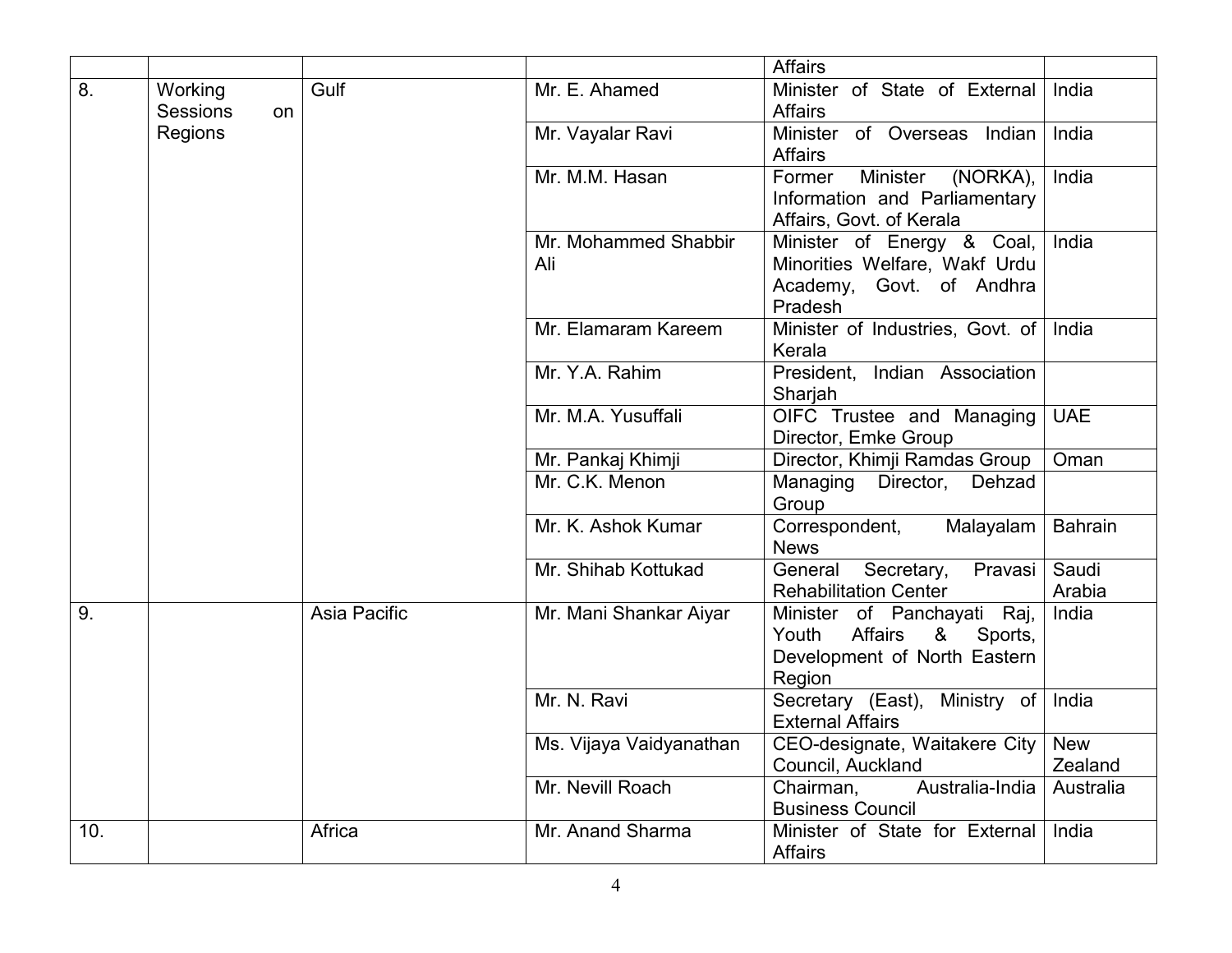| | | | | Affairs | |
|---|---|---|---|---|---|
| 8. | Working Sessions on Regions | Gulf | Mr. E. Ahamed | Minister of State of External Affairs | India |
| | | | Mr. Vayalar Ravi | Minister of Overseas Indian Affairs | India |
| | | | Mr. M.M. Hasan | Former Minister (NORKA), Information and Parliamentary Affairs, Govt. of Kerala | India |
| | | | Mr. Mohammed Shabbir Ali | Minister of Energy & Coal, Minorities Welfare, Wakf Urdu Academy, Govt. of Andhra Pradesh | India |
| | | | Mr. Elamaram Kareem | Minister of Industries, Govt. of Kerala | India |
| | | | Mr. Y.A. Rahim | President, Indian Association Sharjah | |
| | | | Mr. M.A. Yusuffali | OIFC Trustee and Managing Director, Emke Group | UAE |
| | | | Mr. Pankaj Khimji | Director, Khimji Ramdas Group | Oman |
| | | | Mr. C.K. Menon | Managing Director, Dehzad Group | |
| | | | Mr. K. Ashok Kumar | Correspondent, Malayalam News | Bahrain |
| | | | Mr. Shihab Kottukad | General Secretary, Pravasi Rehabilitation Center | Saudi Arabia |
| 9. | | Asia Pacific | Mr. Mani Shankar Aiyar | Minister of Panchayati Raj, Youth Affairs & Sports, Development of North Eastern Region | India |
| | | | Mr. N. Ravi | Secretary (East), Ministry of External Affairs | India |
| | | | Ms. Vijaya Vaidyanathan | CEO-designate, Waitakere City Council, Auckland | New Zealand |
| | | | Mr. Nevill Roach | Chairman, Australia-India Business Council | Australia |
| 10. | | Africa | Mr. Anand Sharma | Minister of State for External Affairs | India |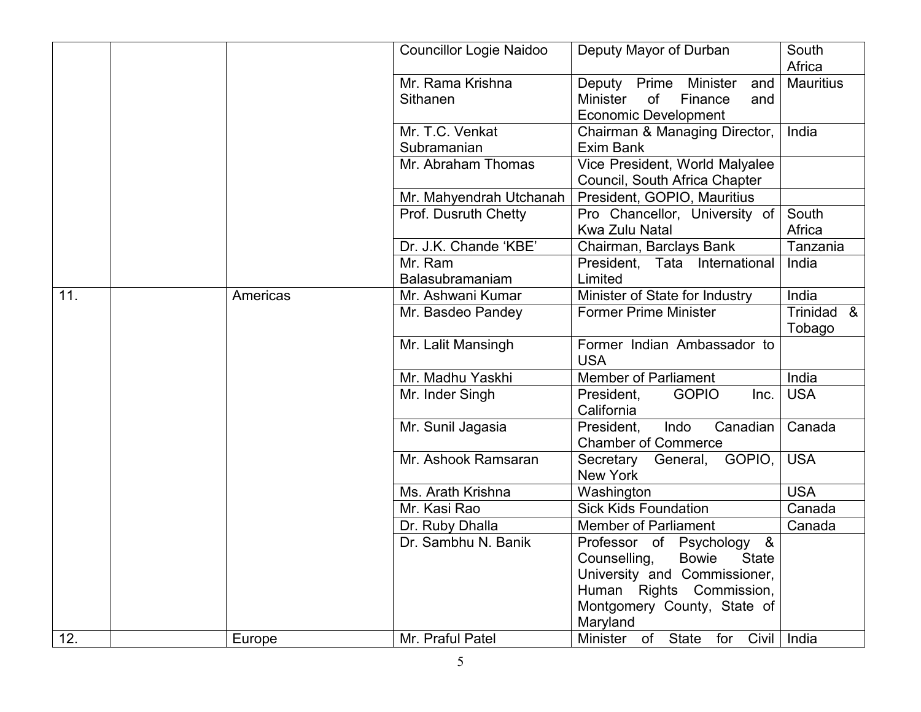| | | | | | |
|---|---|---|---|---|---|
| | | | Councillor Logie Naidoo | Deputy Mayor of Durban | South Africa |
| | | | Mr. Rama Krishna Sithanen | Deputy Prime Minister and Minister of Finance and Economic Development | Mauritius |
| | | | Mr. T.C. Venkat Subramanian | Chairman & Managing Director, Exim Bank | India |
| | | | Mr. Abraham Thomas | Vice President, World Malyalee Council, South Africa Chapter | |
| | | | Mr. Mahyendrah Utchanah | President, GOPIO, Mauritius | |
| | | | Prof. Dusruth Chetty | Pro Chancellor, University of Kwa Zulu Natal | South Africa |
| | | | Dr. J.K. Chande 'KBE' | Chairman, Barclays Bank | Tanzania |
| | | | Mr. Ram Balasubramaniam | President, Tata International Limited | India |
| 11. | | Americas | Mr. Ashwani Kumar | Minister of State for Industry | India |
| | | | Mr. Basdeo Pandey | Former Prime Minister | Trinidad & Tobago |
| | | | Mr. Lalit Mansingh | Former Indian Ambassador to USA | |
| | | | Mr. Madhu Yaskhi | Member of Parliament | India |
| | | | Mr. Inder Singh | President, GOPIO Inc. California | USA |
| | | | Mr. Sunil Jagasia | President, Indo Canadian Chamber of Commerce | Canada |
| | | | Mr. Ashook Ramsaran | Secretary General, GOPIO, New York | USA |
| | | | Ms. Arath Krishna | Washington | USA |
| | | | Mr. Kasi Rao | Sick Kids Foundation | Canada |
| | | | Dr. Ruby Dhalla | Member of Parliament | Canada |
| | | | Dr. Sambhu N. Banik | Professor of Psychology & Counselling, Bowie State University and Commissioner, Human Rights Commission, Montgomery County, State of Maryland | |
| 12. | | Europe | Mr. Praful Patel | Minister of State for Civil | India |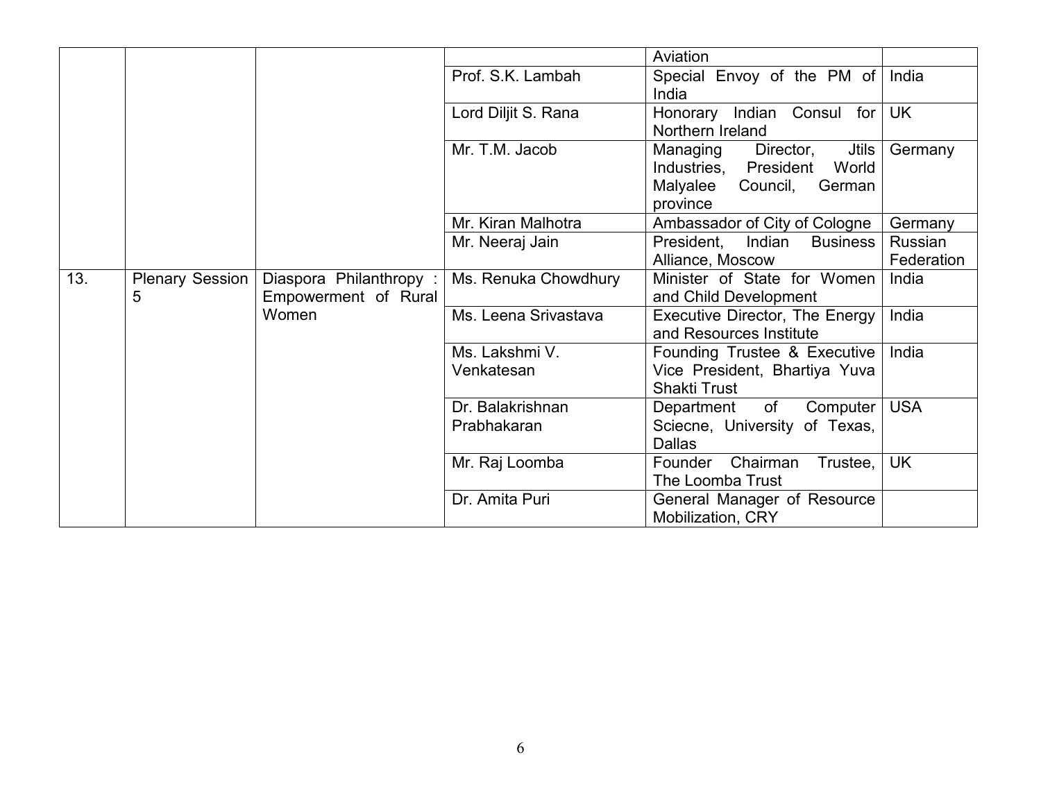| | | | | | |
|---|---|---|---|---|---|
| | | | | Aviation | |
| | | | Prof. S.K. Lambah | Special Envoy of the PM of India | India |
| | | | Lord Diljit S. Rana | Honorary Indian Consul for Northern Ireland | UK |
| | | | Mr. T.M. Jacob | Managing Director, Jtils Industries, President World Malyalee Council, German province | Germany |
| | | | Mr. Kiran Malhotra | Ambassador of City of Cologne | Germany |
| | | | Mr. Neeraj Jain | President, Indian Business Alliance, Moscow | Russian Federation |
| 13. | Plenary Session 5 | Diaspora Philanthropy : Empowerment of Rural Women | Ms. Renuka Chowdhury | Minister of State for Women and Child Development | India |
| | | | Ms. Leena Srivastava | Executive Director, The Energy and Resources Institute | India |
| | | | Ms. Lakshmi V. Venkatesan | Founding Trustee & Executive Vice President, Bhartiya Yuva Shakti Trust | India |
| | | | Dr. Balakrishnan Prabhakaran | Department of Computer Sciecne, University of Texas, Dallas | USA |
| | | | Mr. Raj Loomba | Founder Chairman Trustee, The Loomba Trust | UK |
| | | | Dr. Amita Puri | General Manager of Resource Mobilization, CRY | |